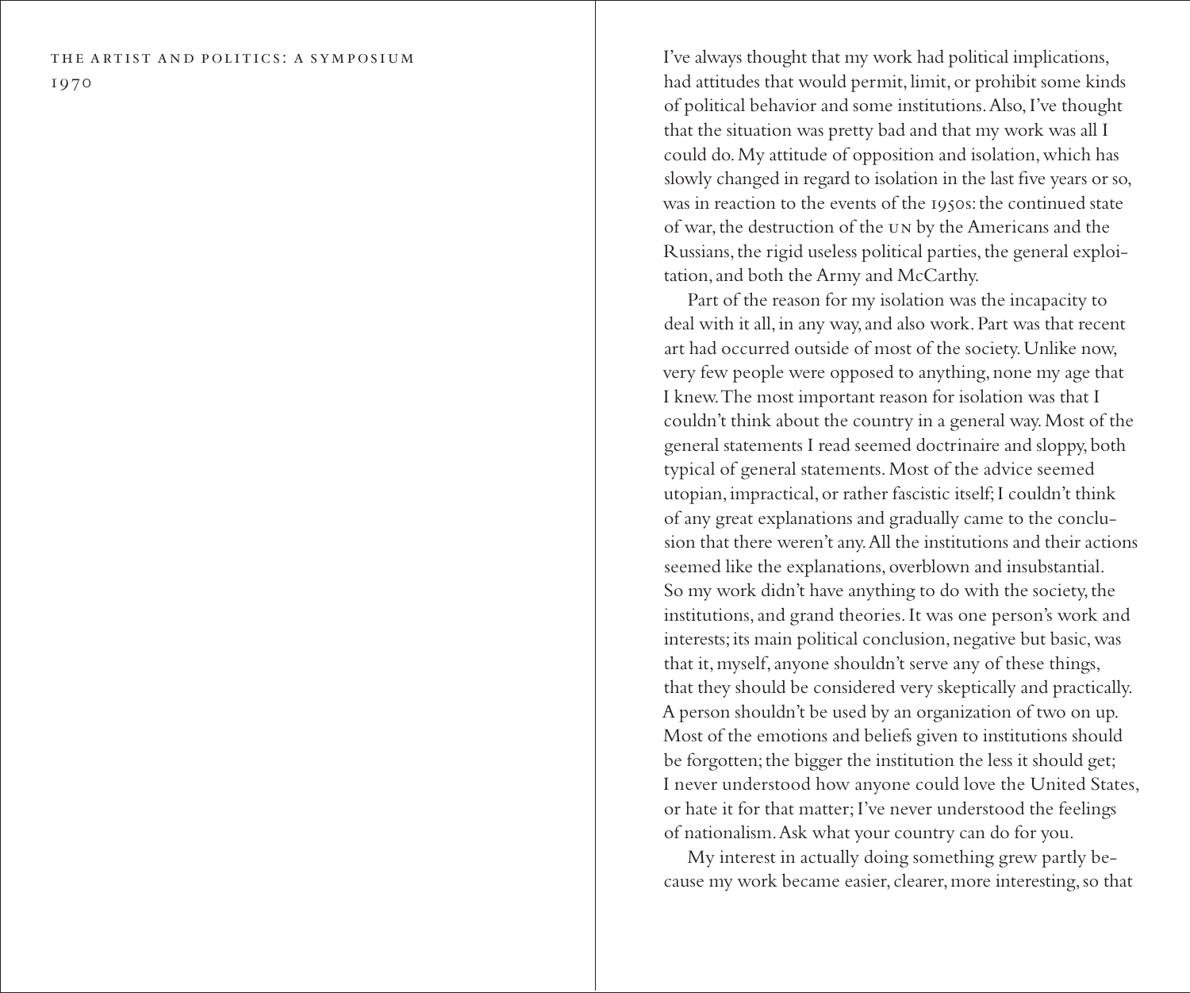# THE ARTIST AND POLITICS: A SYMPOSIUM

1970

I've always thought that my work had political implications, had attitudes that would permit, limit, or prohibit some kinds of political behavior and some institutions. Also, I've thought that the situation was pretty bad and that my work was all I could do. My attitude of opposition and isolation, which has slowly changed in regard to isolation in the last five years or so, was in reaction to the events of the 1950s: the continued state of war, the destruction of the UN by the Americans and the Russians, the rigid useless political parties, the general exploitation, and both the Army and McCarthy.

Part of the reason for my isolation was the incapacity to deal with it all, in any way, and also work. Part was that recent art had occurred outside of most of the society. Unlike now, very few people were opposed to anything, none my age that I knew. The most important reason for isolation was that I couldn't think about the country in a general way. Most of the general statements I read seemed doctrinaire and sloppy, both typical of general statements. Most of the advice seemed utopian, impractical, or rather fascistic itself; I couldn't think of any great explanations and gradually came to the conclusion that there weren't any. All the institutions and their actions seemed like the explanations, overblown and insubstantial. So my work didn't have anything to do with the society, the institutions, and grand theories. It was one person's work and interests; its main political conclusion, negative but basic, was that it, myself, anyone shouldn't serve any of these things, that they should be considered very skeptically and practically. A person shouldn't be used by an organization of two on up. Most of the emotions and beliefs given to institutions should be forgotten; the bigger the institution the less it should get; I never understood how anyone could love the United States, or hate it for that matter; I've never understood the feelings of nationalism. Ask what your country can do for you.

My interest in actually doing something grew partly because my work became easier, clearer, more interesting, so that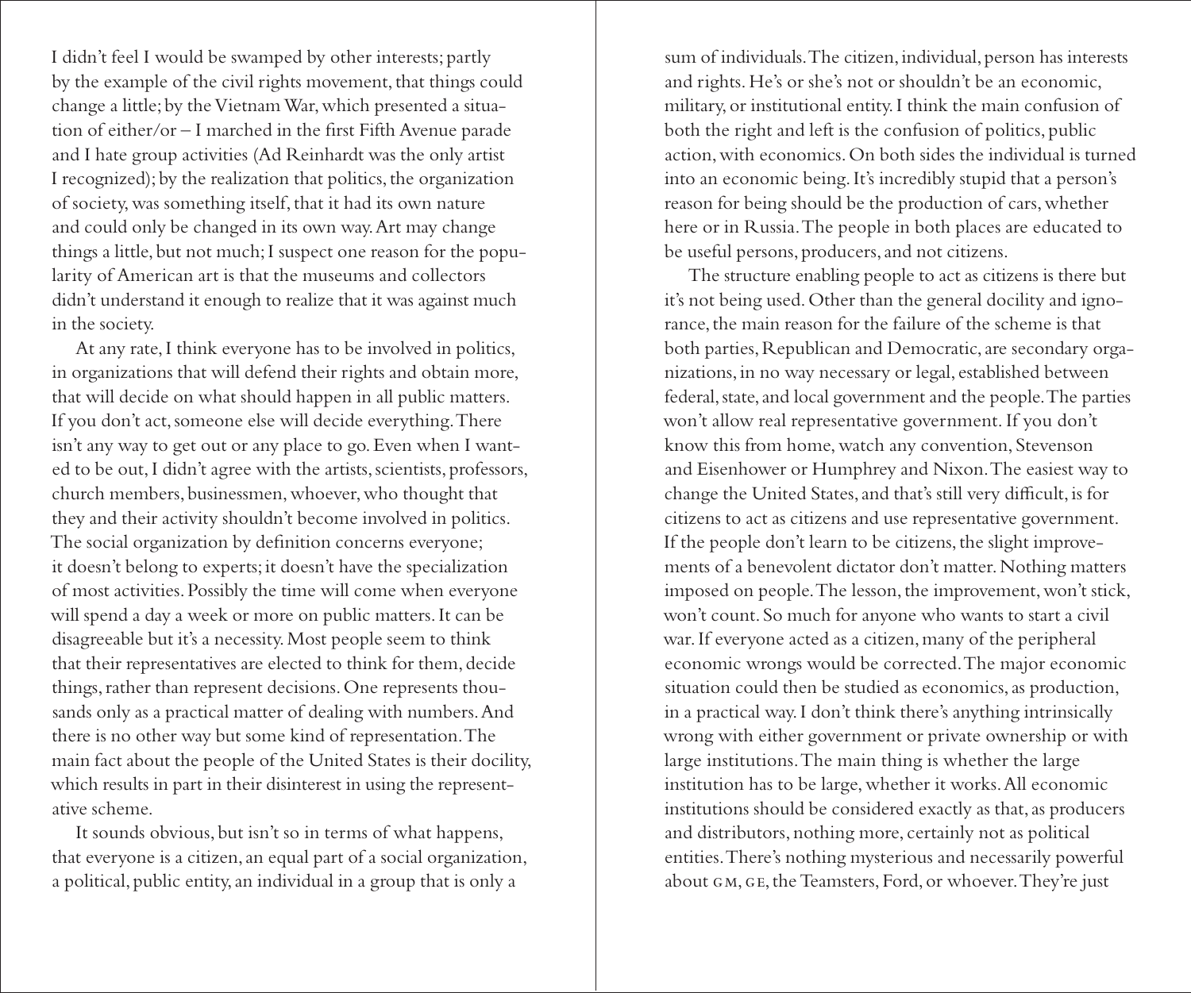I didn't feel I would be swamped by other interests; partly by the example of the civil rights movement, that things could change a little; by the Vietnam War, which presented a situation of either/or – I marched in the first Fifth Avenue parade and I hate group activities (Ad Reinhardt was the only artist I recognized); by the realization that politics, the organization of society, was something itself, that it had its own nature and could only be changed in its own way. Art may change things a little, but not much; I suspect one reason for the popularity of American art is that the museums and collectors didn't understand it enough to realize that it was against much in the society.

At any rate, I think everyone has to be involved in politics, in organizations that will defend their rights and obtain more, that will decide on what should happen in all public matters. If you don't act, someone else will decide everything. There isn't any way to get out or any place to go. Even when I wanted to be out, I didn't agree with the artists, scientists, professors, church members, businessmen, whoever, who thought that they and their activity shouldn't become involved in politics. The social organization by definition concerns everyone; it doesn't belong to experts; it doesn't have the specialization of most activities. Possibly the time will come when everyone will spend a day a week or more on public matters. It can be disagreeable but it's a necessity. Most people seem to think that their representatives are elected to think for them, decide things, rather than represent decisions. One represents thousands only as a practical matter of dealing with numbers. And there is no other way but some kind of representation. The main fact about the people of the United States is their docility, which results in part in their disinterest in using the representative scheme.

It sounds obvious, but isn't so in terms of what happens, that everyone is a citizen, an equal part of a social organization, a political, public entity, an individual in a group that is only a sum of individuals. The citizen, individual, person has interests and rights. He's or she's not or shouldn't be an economic, military, or institutional entity. I think the main confusion of both the right and left is the confusion of politics, public action, with economics. On both sides the individual is turned into an economic being. It's incredibly stupid that a person's reason for being should be the production of cars, whether here or in Russia. The people in both places are educated to be useful persons, producers, and not citizens.

The structure enabling people to act as citizens is there but it's not being used. Other than the general docility and ignorance, the main reason for the failure of the scheme is that both parties, Republican and Democratic, are secondary organizations, in no way necessary or legal, established between federal, state, and local government and the people. The parties won't allow real representative government. If you don't know this from home, watch any convention, Stevenson and Eisenhower or Humphrey and Nixon. The easiest way to change the United States, and that's still very difficult, is for citizens to act as citizens and use representative government. If the people don't learn to be citizens, the slight improvements of a benevolent dictator don't matter. Nothing matters imposed on people. The lesson, the improvement, won't stick, won't count. So much for anyone who wants to start a civil war. If everyone acted as a citizen, many of the peripheral economic wrongs would be corrected. The major economic situation could then be studied as economics, as production, in a practical way. I don't think there's anything intrinsically wrong with either government or private ownership or with large institutions. The main thing is whether the large institution has to be large, whether it works. All economic institutions should be considered exactly as that, as producers and distributors, nothing more, certainly not as political entities. There's nothing mysterious and necessarily powerful about GM, GE, the Teamsters, Ford, or whoever. They're just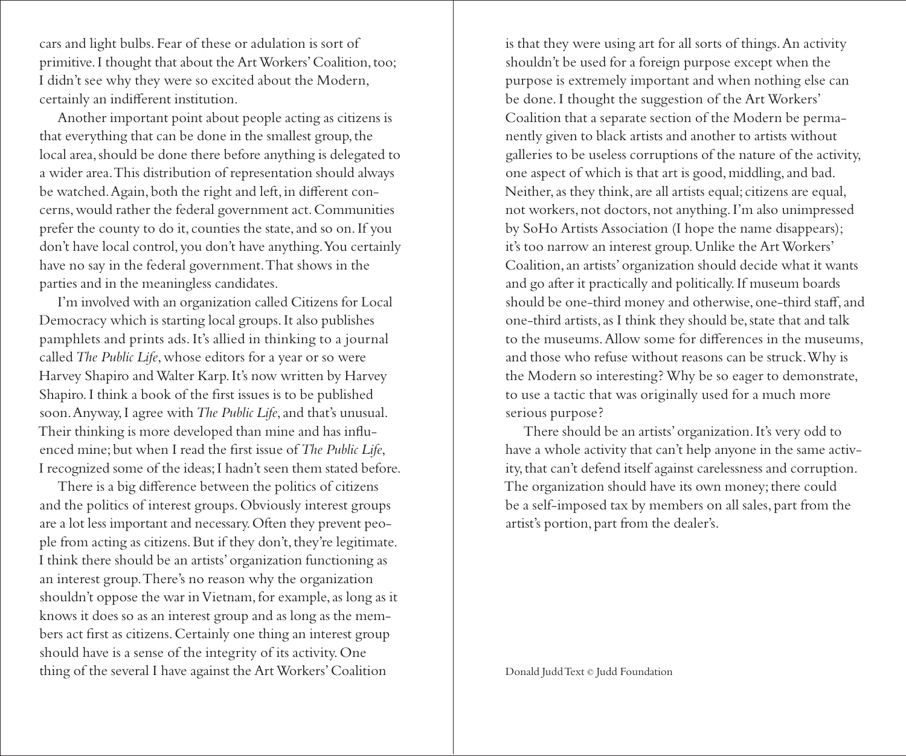cars and light bulbs. Fear of these or adulation is sort of primitive. I thought that about the Art Workers' Coalition, too; I didn't see why they were so excited about the Modern, certainly an indifferent institution.

Another important point about people acting as citizens is that everything that can be done in the smallest group, the local area, should be done there before anything is delegated to a wider area. This distribution of representation should always be watched. Again, both the right and left, in different concerns, would rather the federal government act. Communities prefer the county to do it, counties the state, and so on. If you don't have local control, you don't have anything. You certainly have no say in the federal government. That shows in the parties and in the meaningless candidates.

I'm involved with an organization called Citizens for Local Democracy which is starting local groups. It also publishes pamphlets and prints ads. It's allied in thinking to a journal called *The Public Life*, whose editors for a year or so were Harvey Shapiro and Walter Karp. It's now written by Harvey Shapiro. I think a book of the first issues is to be published soon. Anyway, I agree with *The Public Life*, and that's unusual. Their thinking is more developed than mine and has influenced mine; but when I read the first issue of *The Public Life*, I recognized some of the ideas; I hadn't seen them stated before.

There is a big difference between the politics of citizens and the politics of interest groups. Obviously interest groups are a lot less important and necessary. Often they prevent people from acting as citizens. But if they don't, they're legitimate. I think there should be an artists' organization functioning as an interest group. There's no reason why the organization shouldn't oppose the war in Vietnam, for example, as long as it knows it does so as an interest group and as long as the members act first as citizens. Certainly one thing an interest group should have is a sense of the integrity of its activity. One thing of the several I have against the Art Workers' Coalition is that they were using art for all sorts of things. An activity shouldn't be used for a foreign purpose except when the purpose is extremely important and when nothing else can be done. I thought the suggestion of the Art Workers' Coalition that a separate section of the Modern be permanently given to black artists and another to artists without galleries to be useless corruptions of the nature of the activity, one aspect of which is that art is good, middling, and bad. Neither, as they think, are all artists equal; citizens are equal, not workers, not doctors, not anything. I'm also unimpressed by SoHo Artists Association (I hope the name disappears); it's too narrow an interest group. Unlike the Art Workers' Coalition, an artists' organization should decide what it wants and go after it practically and politically. If museum boards should be one-third money and otherwise, one-third staff, and one-third artists, as I think they should be, state that and talk to the museums. Allow some for differences in the museums, and those who refuse without reasons can be struck. Why is the Modern so interesting? Why be so eager to demonstrate, to use a tactic that was originally used for a much more serious purpose?

There should be an artists' organization. It's very odd to have a whole activity that can't help anyone in the same activity, that can't defend itself against carelessness and corruption. The organization should have its own money; there could be a self-imposed tax by members on all sales, part from the artist's portion, part from the dealer's.

Donald Judd Text © Judd Foundation